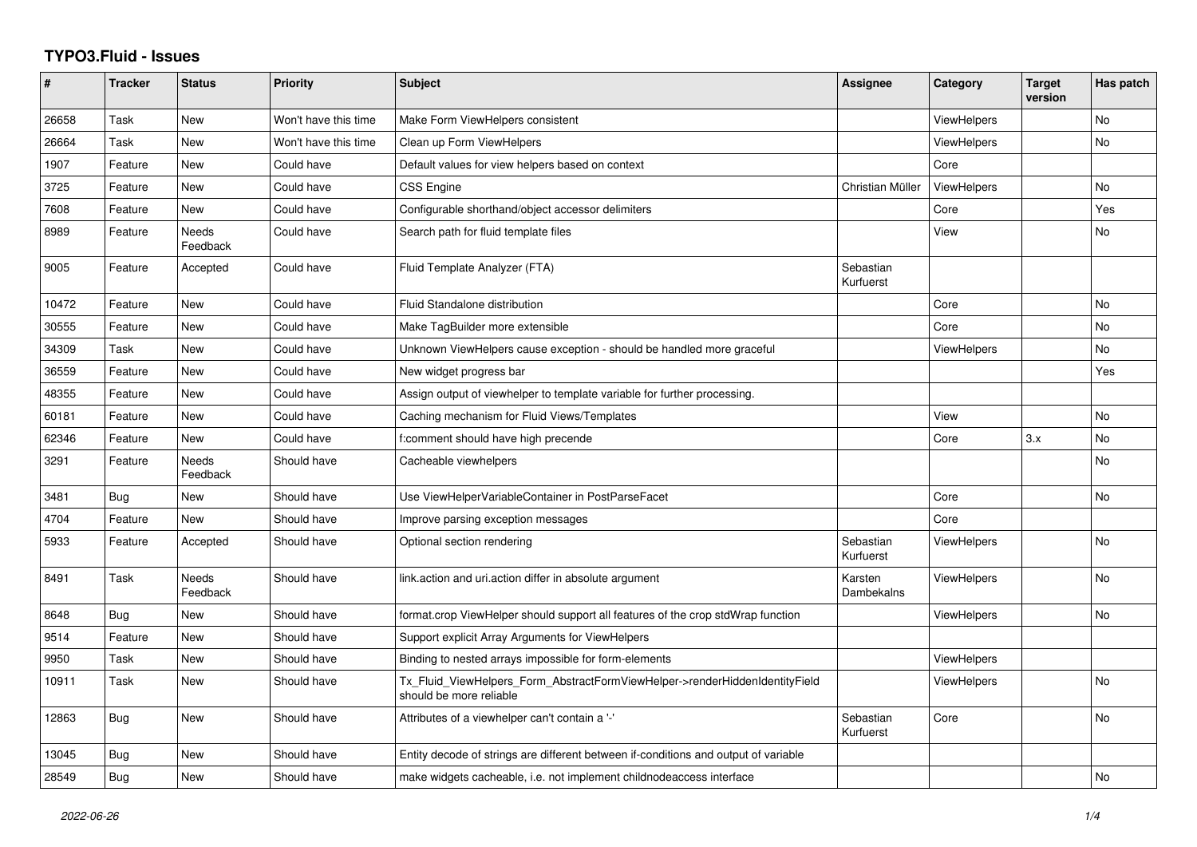# TYPO3.Fluid - Issues

| # | Tracker | Status | Priority | Subject | Assignee | Category | Target version | Has patch |
|---|---|---|---|---|---|---|---|---|
| 26658 | Task | New | Won't have this time | Make Form ViewHelpers consistent | | ViewHelpers | | No |
| 26664 | Task | New | Won't have this time | Clean up Form ViewHelpers | | ViewHelpers | | No |
| 1907 | Feature | New | Could have | Default values for view helpers based on context | | Core | | |
| 3725 | Feature | New | Could have | CSS Engine | Christian Müller | ViewHelpers | | No |
| 7608 | Feature | New | Could have | Configurable shorthand/object accessor delimiters | | Core | | Yes |
| 8989 | Feature | Needs Feedback | Could have | Search path for fluid template files | | View | | No |
| 9005 | Feature | Accepted | Could have | Fluid Template Analyzer (FTA) | Sebastian Kurfuerst | | | |
| 10472 | Feature | New | Could have | Fluid Standalone distribution | | Core | | No |
| 30555 | Feature | New | Could have | Make TagBuilder more extensible | | Core | | No |
| 34309 | Task | New | Could have | Unknown ViewHelpers cause exception - should be handled more graceful | | ViewHelpers | | No |
| 36559 | Feature | New | Could have | New widget progress bar | | | | Yes |
| 48355 | Feature | New | Could have | Assign output of viewhelper to template variable for further processing. | | | | |
| 60181 | Feature | New | Could have | Caching mechanism for Fluid Views/Templates | | View | | No |
| 62346 | Feature | New | Could have | f:comment should have high precende | | Core | 3.x | No |
| 3291 | Feature | Needs Feedback | Should have | Cacheable viewhelpers | | | | No |
| 3481 | Bug | New | Should have | Use ViewHelperVariableContainer in PostParseFacet | | Core | | No |
| 4704 | Feature | New | Should have | Improve parsing exception messages | | Core | | |
| 5933 | Feature | Accepted | Should have | Optional section rendering | Sebastian Kurfuerst | ViewHelpers | | No |
| 8491 | Task | Needs Feedback | Should have | link.action and uri.action differ in absolute argument | Karsten Dambekalns | ViewHelpers | | No |
| 8648 | Bug | New | Should have | format.crop ViewHelper should support all features of the crop stdWrap function | | ViewHelpers | | No |
| 9514 | Feature | New | Should have | Support explicit Array Arguments for ViewHelpers | | | | |
| 9950 | Task | New | Should have | Binding to nested arrays impossible for form-elements | | ViewHelpers | | |
| 10911 | Task | New | Should have | Tx_Fluid_ViewHelpers_Form_AbstractFormViewHelper->renderHiddenIdentityField should be more reliable | | ViewHelpers | | No |
| 12863 | Bug | New | Should have | Attributes of a viewhelper can't contain a '-' | Sebastian Kurfuerst | Core | | No |
| 13045 | Bug | New | Should have | Entity decode of strings are different between if-conditions and output of variable | | | | |
| 28549 | Bug | New | Should have | make widgets cacheable, i.e. not implement childnodeaccess interface | | | | No |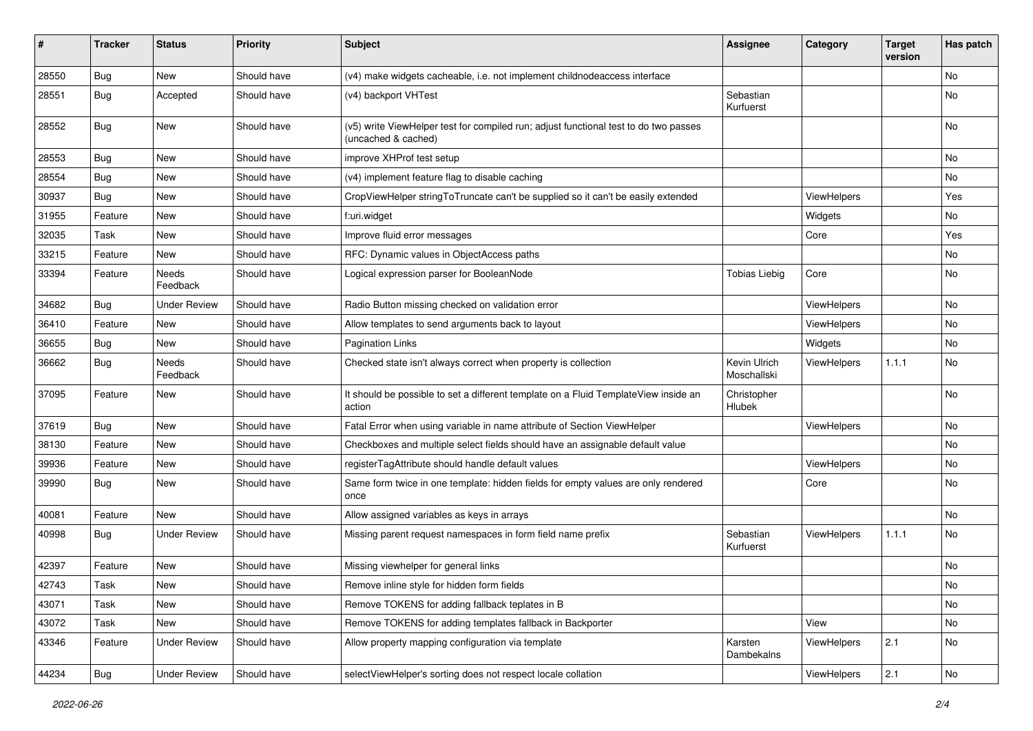| # | Tracker | Status | Priority | Subject | Assignee | Category | Target version | Has patch |
|---|---|---|---|---|---|---|---|---|
| 28550 | Bug | New | Should have | (v4) make widgets cacheable, i.e. not implement childnodeaccess interface | | | | No |
| 28551 | Bug | Accepted | Should have | (v4) backport VHTest | Sebastian Kurfuerst | | | No |
| 28552 | Bug | New | Should have | (v5) write ViewHelper test for compiled run; adjust functional test to do two passes (uncached & cached) | | | | No |
| 28553 | Bug | New | Should have | improve XHProf test setup | | | | No |
| 28554 | Bug | New | Should have | (v4) implement feature flag to disable caching | | | | No |
| 30937 | Bug | New | Should have | CropViewHelper stringToTruncate can't be supplied so it can't be easily extended | | ViewHelpers | | Yes |
| 31955 | Feature | New | Should have | f:uri.widget | | Widgets | | No |
| 32035 | Task | New | Should have | Improve fluid error messages | | Core | | Yes |
| 33215 | Feature | New | Should have | RFC: Dynamic values in ObjectAccess paths | | | | No |
| 33394 | Feature | Needs Feedback | Should have | Logical expression parser for BooleanNode | Tobias Liebig | Core | | No |
| 34682 | Bug | Under Review | Should have | Radio Button missing checked on validation error | | ViewHelpers | | No |
| 36410 | Feature | New | Should have | Allow templates to send arguments back to layout | | ViewHelpers | | No |
| 36655 | Bug | New | Should have | Pagination Links | | Widgets | | No |
| 36662 | Bug | Needs Feedback | Should have | Checked state isn't always correct when property is collection | Kevin Ulrich Moschallski | ViewHelpers | 1.1.1 | No |
| 37095 | Feature | New | Should have | It should be possible to set a different template on a Fluid TemplateView inside an action | Christopher Hlubek | | | No |
| 37619 | Bug | New | Should have | Fatal Error when using variable in name attribute of Section ViewHelper | | ViewHelpers | | No |
| 38130 | Feature | New | Should have | Checkboxes and multiple select fields should have an assignable default value | | | | No |
| 39936 | Feature | New | Should have | registerTagAttribute should handle default values | | ViewHelpers | | No |
| 39990 | Bug | New | Should have | Same form twice in one template: hidden fields for empty values are only rendered once | | Core | | No |
| 40081 | Feature | New | Should have | Allow assigned variables as keys in arrays | | | | No |
| 40998 | Bug | Under Review | Should have | Missing parent request namespaces in form field name prefix | Sebastian Kurfuerst | ViewHelpers | 1.1.1 | No |
| 42397 | Feature | New | Should have | Missing viewhelper for general links | | | | No |
| 42743 | Task | New | Should have | Remove inline style for hidden form fields | | | | No |
| 43071 | Task | New | Should have | Remove TOKENS for adding fallback teplates in B | | | | No |
| 43072 | Task | New | Should have | Remove TOKENS for adding templates fallback in Backporter | | View | | No |
| 43346 | Feature | Under Review | Should have | Allow property mapping configuration via template | Karsten Dambekalns | ViewHelpers | 2.1 | No |
| 44234 | Bug | Under Review | Should have | selectViewHelper's sorting does not respect locale collation | | ViewHelpers | 2.1 | No |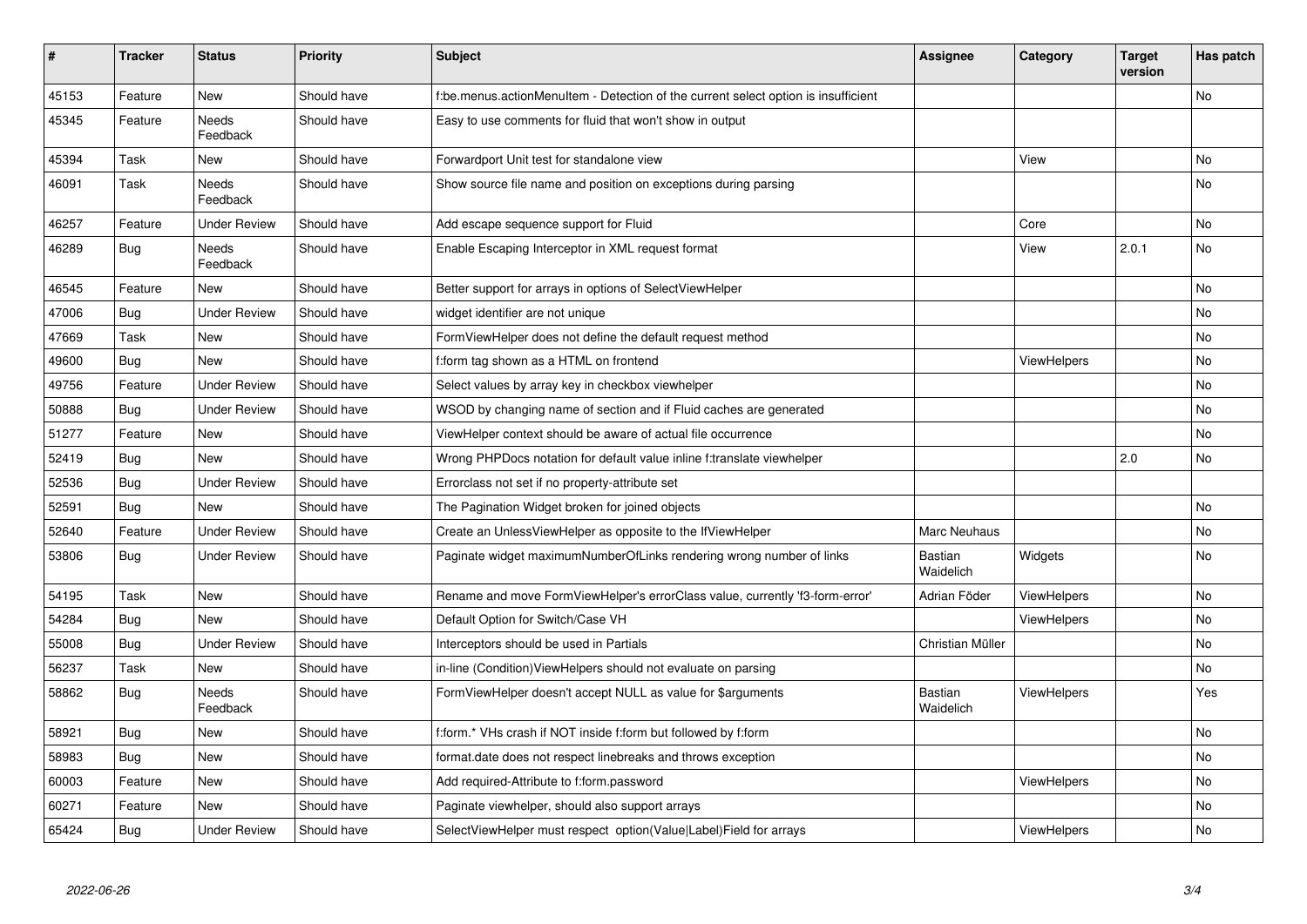| # | Tracker | Status | Priority | Subject | Assignee | Category | Target version | Has patch |
|---|---|---|---|---|---|---|---|---|
| 45153 | Feature | New | Should have | f:be.menus.actionMenuItem - Detection of the current select option is insufficient | | | | No |
| 45345 | Feature | Needs Feedback | Should have | Easy to use comments for fluid that won't show in output | | | | |
| 45394 | Task | New | Should have | Forwardport Unit test for standalone view | | View | | No |
| 46091 | Task | Needs Feedback | Should have | Show source file name and position on exceptions during parsing | | | | No |
| 46257 | Feature | Under Review | Should have | Add escape sequence support for Fluid | | Core | | No |
| 46289 | Bug | Needs Feedback | Should have | Enable Escaping Interceptor in XML request format | | View | 2.0.1 | No |
| 46545 | Feature | New | Should have | Better support for arrays in options of SelectViewHelper | | | | No |
| 47006 | Bug | Under Review | Should have | widget identifier are not unique | | | | No |
| 47669 | Task | New | Should have | FormViewHelper does not define the default request method | | | | No |
| 49600 | Bug | New | Should have | f:form tag shown as a HTML on frontend | | ViewHelpers | | No |
| 49756 | Feature | Under Review | Should have | Select values by array key in checkbox viewhelper | | | | No |
| 50888 | Bug | Under Review | Should have | WSOD by changing name of section and if Fluid caches are generated | | | | No |
| 51277 | Feature | New | Should have | ViewHelper context should be aware of actual file occurrence | | | | No |
| 52419 | Bug | New | Should have | Wrong PHPDocs notation for default value inline f:translate viewhelper | | | 2.0 | No |
| 52536 | Bug | Under Review | Should have | Errorclass not set if no property-attribute set | | | | |
| 52591 | Bug | New | Should have | The Pagination Widget broken for joined objects | | | | No |
| 52640 | Feature | Under Review | Should have | Create an UnlessViewHelper as opposite to the IfViewHelper | Marc Neuhaus | | | No |
| 53806 | Bug | Under Review | Should have | Paginate widget maximumNumberOfLinks rendering wrong number of links | Bastian Waidelich | Widgets | | No |
| 54195 | Task | New | Should have | Rename and move FormViewHelper's errorClass value, currently 'f3-form-error' | Adrian Föder | ViewHelpers | | No |
| 54284 | Bug | New | Should have | Default Option for Switch/Case VH | | ViewHelpers | | No |
| 55008 | Bug | Under Review | Should have | Interceptors should be used in Partials | Christian Müller | | | No |
| 56237 | Task | New | Should have | in-line (Condition)ViewHelpers should not evaluate on parsing | | | | No |
| 58862 | Bug | Needs Feedback | Should have | FormViewHelper doesn't accept NULL as value for $arguments | Bastian Waidelich | ViewHelpers | | Yes |
| 58921 | Bug | New | Should have | f:form.* VHs crash if NOT inside f:form but followed by f:form | | | | No |
| 58983 | Bug | New | Should have | format.date does not respect linebreaks and throws exception | | | | No |
| 60003 | Feature | New | Should have | Add required-Attribute to f:form.password | | ViewHelpers | | No |
| 60271 | Feature | New | Should have | Paginate viewhelper, should also support arrays | | | | No |
| 65424 | Bug | Under Review | Should have | SelectViewHelper must respect option(Value\|Label)Field for arrays | | ViewHelpers | | No |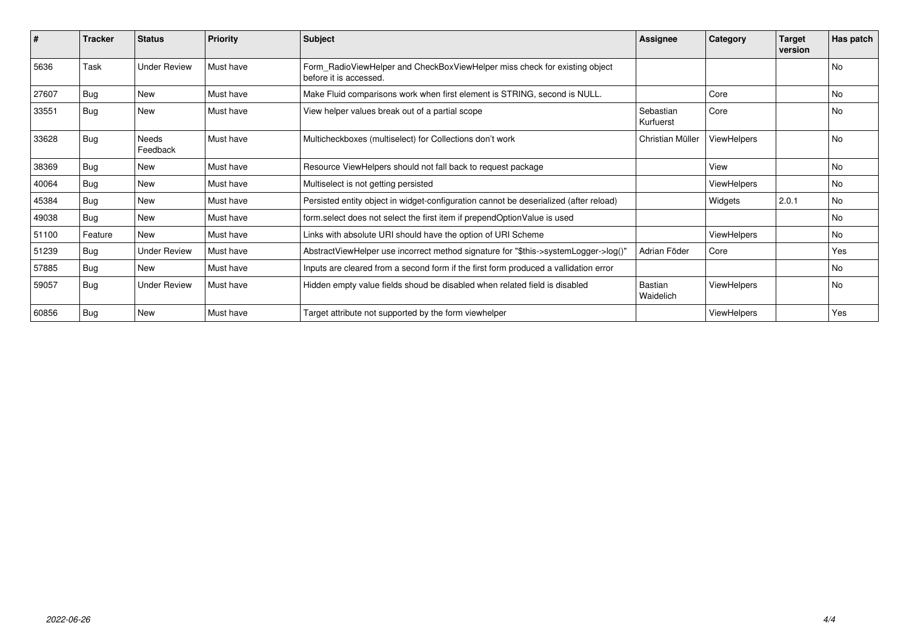| # | Tracker | Status | Priority | Subject | Assignee | Category | Target version | Has patch |
|---|---|---|---|---|---|---|---|---|
| 5636 | Task | Under Review | Must have | Form_RadioViewHelper and CheckBoxViewHelper miss check for existing object before it is accessed. | | | | No |
| 27607 | Bug | New | Must have | Make Fluid comparisons work when first element is STRING, second is NULL. | | Core | | No |
| 33551 | Bug | New | Must have | View helper values break out of a partial scope | Sebastian Kurfuerst | Core | | No |
| 33628 | Bug | Needs Feedback | Must have | Multicheckboxes (multiselect) for Collections don't work | Christian Müller | ViewHelpers | | No |
| 38369 | Bug | New | Must have | Resource ViewHelpers should not fall back to request package | | View | | No |
| 40064 | Bug | New | Must have | Multiselect is not getting persisted | | ViewHelpers | | No |
| 45384 | Bug | New | Must have | Persisted entity object in widget-configuration cannot be deserialized (after reload) | | Widgets | 2.0.1 | No |
| 49038 | Bug | New | Must have | form.select does not select the first item if prependOptionValue is used | | | | No |
| 51100 | Feature | New | Must have | Links with absolute URI should have the option of URI Scheme | | ViewHelpers | | No |
| 51239 | Bug | Under Review | Must have | AbstractViewHelper use incorrect method signature for "$this->systemLogger->log()" | Adrian Föder | Core | | Yes |
| 57885 | Bug | New | Must have | Inputs are cleared from a second form if the first form produced a vallidation error | | | | No |
| 59057 | Bug | Under Review | Must have | Hidden empty value fields shoud be disabled when related field is disabled | Bastian Waidelich | ViewHelpers | | No |
| 60856 | Bug | New | Must have | Target attribute not supported by the form viewhelper | | ViewHelpers | | Yes |

*2022-06-26*